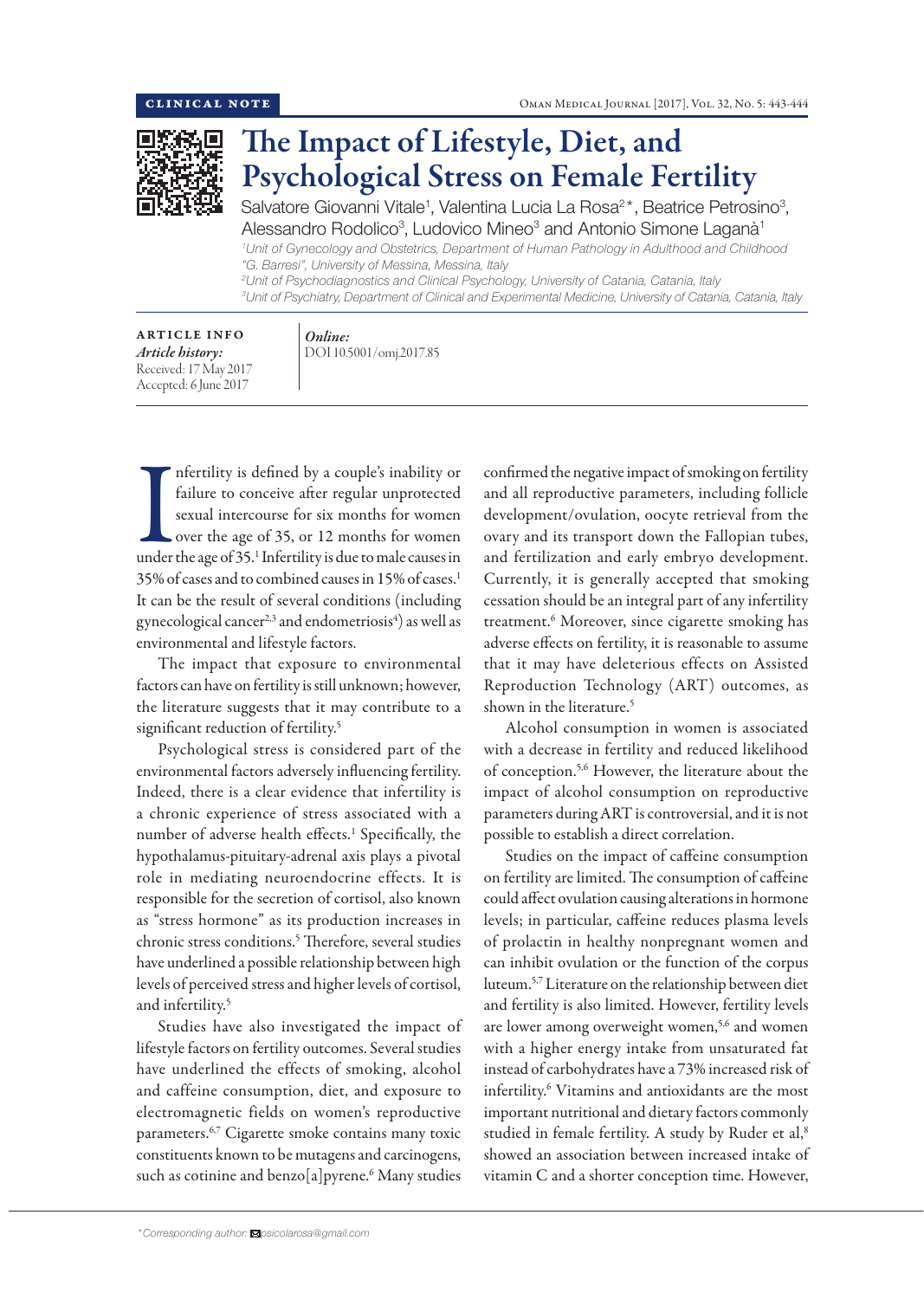CLINICAL NOTE

# The Impact of Lifestyle, Diet, and Psychological Stress on Female Fertility

Salvatore Giovanni Vitale[1], Valentina Lucia La Rosa[2]*, Beatrice Petrosino[3], Alessandro Rodolico[3], Ludovico Mineo[3] and Antonio Simone Laganà[1]

[1]Unit of Gynecology and Obstetrics, Department of Human Pathology in Adulthood and Childhood "G. Barresi", University of Messina, Messina, Italy

[2]Unit of Psychodiagnostics and Clinical Psychology, University of Catania, Catania, Italy

[3]Unit of Psychiatry, Department of Clinical and Experimental Medicine, University of Catania, Catania, Italy

**ARTICLE INFO**

*Article history:*
Received: 17 May 2017
Accepted: 6 June 2017

*Online:*
DOI 10.5001/omj.2017.85

Infertility is defined by a couple's inability or failure to conceive after regular unprotected sexual intercourse for six months for women over the age of 35, or 12 months for women under the age of 35.[1] Infertility is due to male causes in 35% of cases and to combined causes in 15% of cases.[1] It can be the result of several conditions (including gynecological cancer[2,3] and endometriosis[4]) as well as environmental and lifestyle factors.

The impact that exposure to environmental factors can have on fertility is still unknown; however, the literature suggests that it may contribute to a significant reduction of fertility.[5]

Psychological stress is considered part of the environmental factors adversely influencing fertility. Indeed, there is a clear evidence that infertility is a chronic experience of stress associated with a number of adverse health effects.[1] Specifically, the hypothalamus-pituitary-adrenal axis plays a pivotal role in mediating neuroendocrine effects. It is responsible for the secretion of cortisol, also known as "stress hormone" as its production increases in chronic stress conditions.[5] Therefore, several studies have underlined a possible relationship between high levels of perceived stress and higher levels of cortisol, and infertility.[5]

Studies have also investigated the impact of lifestyle factors on fertility outcomes. Several studies have underlined the effects of smoking, alcohol and caffeine consumption, diet, and exposure to electromagnetic fields on women's reproductive parameters.[6,7] Cigarette smoke contains many toxic constituents known to be mutagens and carcinogens, such as cotinine and benzo[a]pyrene.[6] Many studies confirmed the negative impact of smoking on fertility and all reproductive parameters, including follicle development/ovulation, oocyte retrieval from the ovary and its transport down the Fallopian tubes, and fertilization and early embryo development. Currently, it is generally accepted that smoking cessation should be an integral part of any infertility treatment.[6] Moreover, since cigarette smoking has adverse effects on fertility, it is reasonable to assume that it may have deleterious effects on Assisted Reproduction Technology (ART) outcomes, as shown in the literature.[5]

Alcohol consumption in women is associated with a decrease in fertility and reduced likelihood of conception.[5,6] However, the literature about the impact of alcohol consumption on reproductive parameters during ART is controversial, and it is not possible to establish a direct correlation.

Studies on the impact of caffeine consumption on fertility are limited. The consumption of caffeine could affect ovulation causing alterations in hormone levels; in particular, caffeine reduces plasma levels of prolactin in healthy nonpregnant women and can inhibit ovulation or the function of the corpus luteum.[5,7] Literature on the relationship between diet and fertility is also limited. However, fertility levels are lower among overweight women,[5,6] and women with a higher energy intake from unsaturated fat instead of carbohydrates have a 73% increased risk of infertility.[6] Vitamins and antioxidants are the most important nutritional and dietary factors commonly studied in female fertility. A study by Ruder et al,[8] showed an association between increased intake of vitamin C and a shorter conception time. However,

*Corresponding author: psicolarosa@gmail.com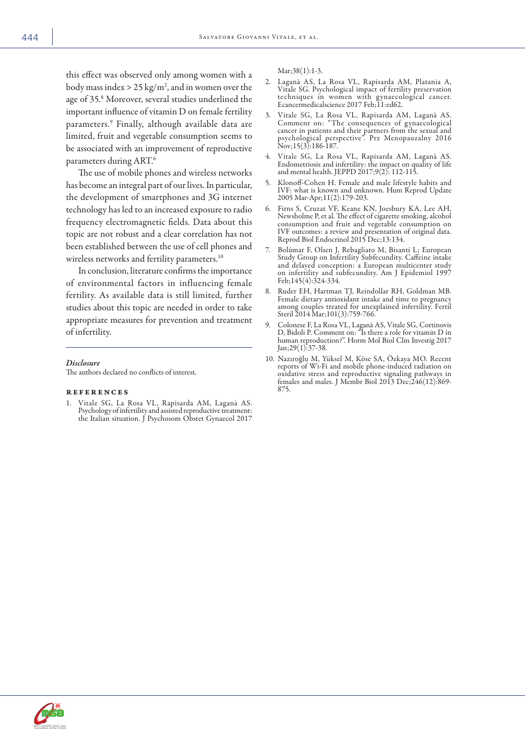this effect was observed only among women with a body mass index > 25 kg/m$^2$, and in women over the age of 35.[8] Moreover, several studies underlined the important influence of vitamin D on female fertility parameters.[9] Finally, although available data are limited, fruit and vegetable consumption seems to be associated with an improvement of reproductive parameters during ART.[6]

The use of mobile phones and wireless networks has become an integral part of our lives. In particular, the development of smartphones and 3G internet technology has led to an increased exposure to radio frequency electromagnetic fields. Data about this topic are not robust and a clear correlation has not been established between the use of cell phones and wireless networks and fertility parameters.[10]

In conclusion, literature confirms the importance of environmental factors in influencing female fertility. As available data is still limited, further studies about this topic are needed in order to take appropriate measures for prevention and treatment of infertility.

### *Disclosure*

The authors declared no conflicts of interest.

## References

1. Vitale SG, La Rosa VL, Rapisarda AM, Laganà AS. Psychology of infertility and assisted reproductive treatment: the Italian situation. J Psychosom Obstet Gynaecol 2017 Mar;38(1):1-3.
2. Laganà AS, La Rosa VL, Rapisarda AM, Platania A, Vitale SG. Psychological impact of fertility preservation techniques in women with gynaecological cancer. Ecancermedicalscience 2017 Feb;11:ed62.
3. Vitale SG, La Rosa VL, Rapisarda AM, Laganà AS. Comment on: "The consequences of gynaecological cancer in patients and their partners from the sexual and psychological perspective". Prz Menopauzalny 2016 Nov;15(3):186-187.
4. Vitale SG, La Rosa VL, Rapisarda AM, Laganà AS. Endometriosis and infertility: the impact on quality of life and mental health. JEPPD 2017;9(2): 112-115.
5. Klonoff-Cohen H. Female and male lifestyle habits and IVF: what is known and unknown. Hum Reprod Update 2005 Mar-Apr;11(2):179-203.
6. Firns S, Cruzat VF, Keane KN, Joesbury KA, Lee AH, Newsholme P, et al. The effect of cigarette smoking, alcohol consumption and fruit and vegetable consumption on IVF outcomes: a review and presentation of original data. Reprod Biol Endocrinol 2015 Dec;13:134.
7. Bolúmar F, Olsen J, Rebagliato M, Bisanti L; European Study Group on Infertility Subfecundity. Caffeine intake and delayed conception: a European multicenter study on infertility and subfecundity. Am J Epidemiol 1997 Feb;145(4):324-334.
8. Ruder EH, Hartman TJ, Reindollar RH, Goldman MB. Female dietary antioxidant intake and time to pregnancy among couples treated for unexplained infertility. Fertil Steril 2014 Mar;101(3):759-766.
9. Colonese F, La Rosa VL, Laganà AS, Vitale SG, Cortinovis D, Bidoli P. Comment on: "Is there a role for vitamin D in human reproduction?". Horm Mol Biol Clin Investig 2017 Jan;29(1):37-38.
10. Nazıroğlu M, Yüksel M, Köse SA, Özkaya MO. Recent reports of Wi-Fi and mobile phone-induced radiation on oxidative stress and reproductive signaling pathways in females and males. J Membr Biol 2013 Dec;246(12):869-875.